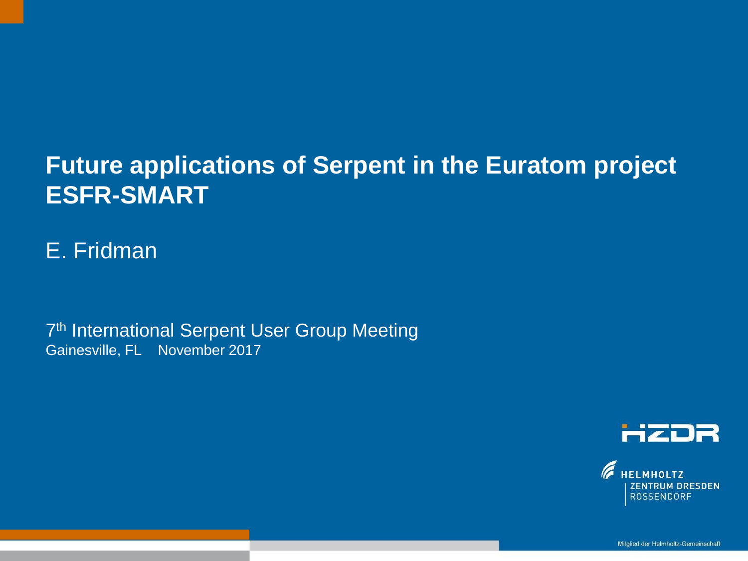# Future applications of Serpent in the Euratom project ESFR-SMART

E. Fridman

7th International Serpent User Group Meeting
Gainesville, FL    November 2017

HZDR

HELMHOLTZ ZENTRUM DRESDEN ROSSENDORF

Mitglied der Helmholtz-Gemeinschaft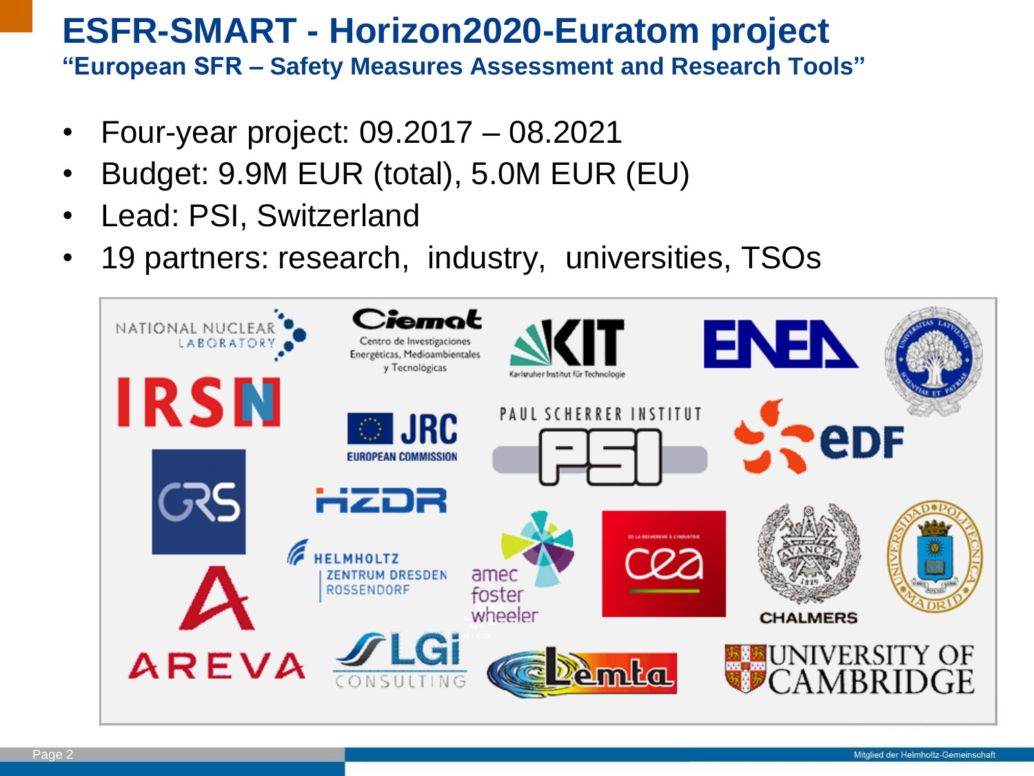# ESFR-SMART - Horizon2020-Euratom project

**"European SFR – Safety Measures Assessment and Research Tools"**

- Four-year project: 09.2017 – 08.2021
- Budget: 9.9M EUR (total), 5.0M EUR (EU)
- Lead: PSI, Switzerland
- 19 partners: research, industry, universities, TSOs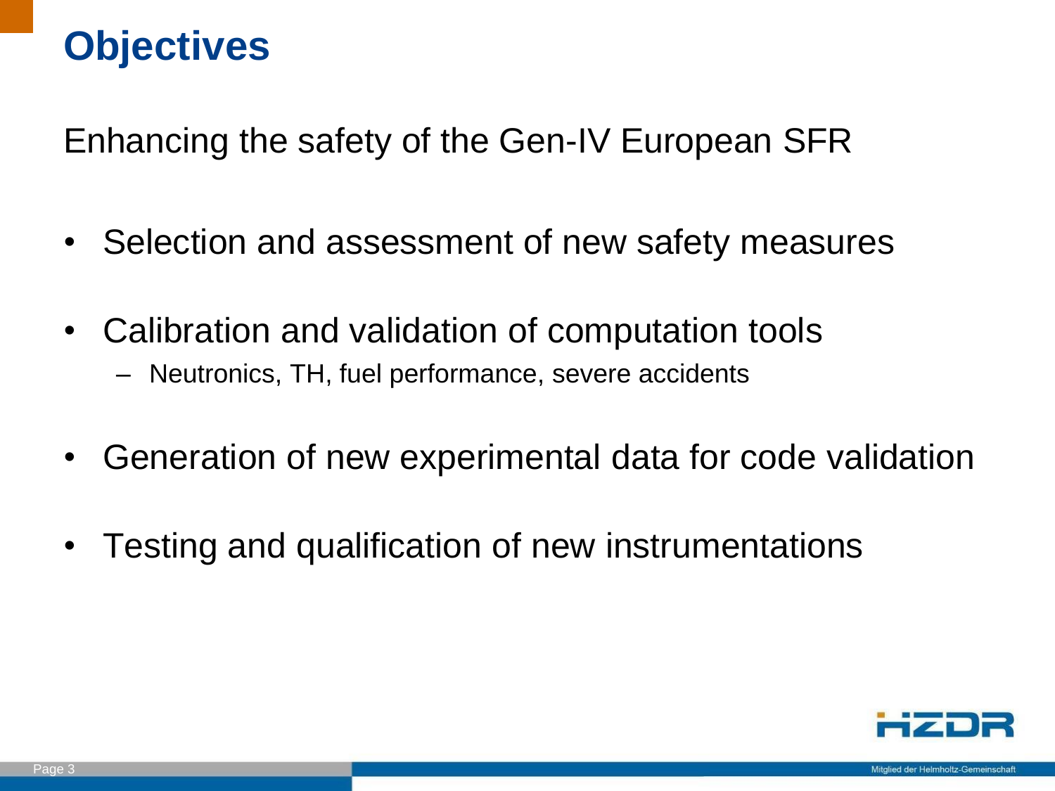# Objectives

Enhancing the safety of the Gen-IV European SFR

- Selection and assessment of new safety measures
- Calibration and validation of computation tools
  - Neutronics, TH, fuel performance, severe accidents
- Generation of new experimental data for code validation
- Testing and qualification of new instrumentations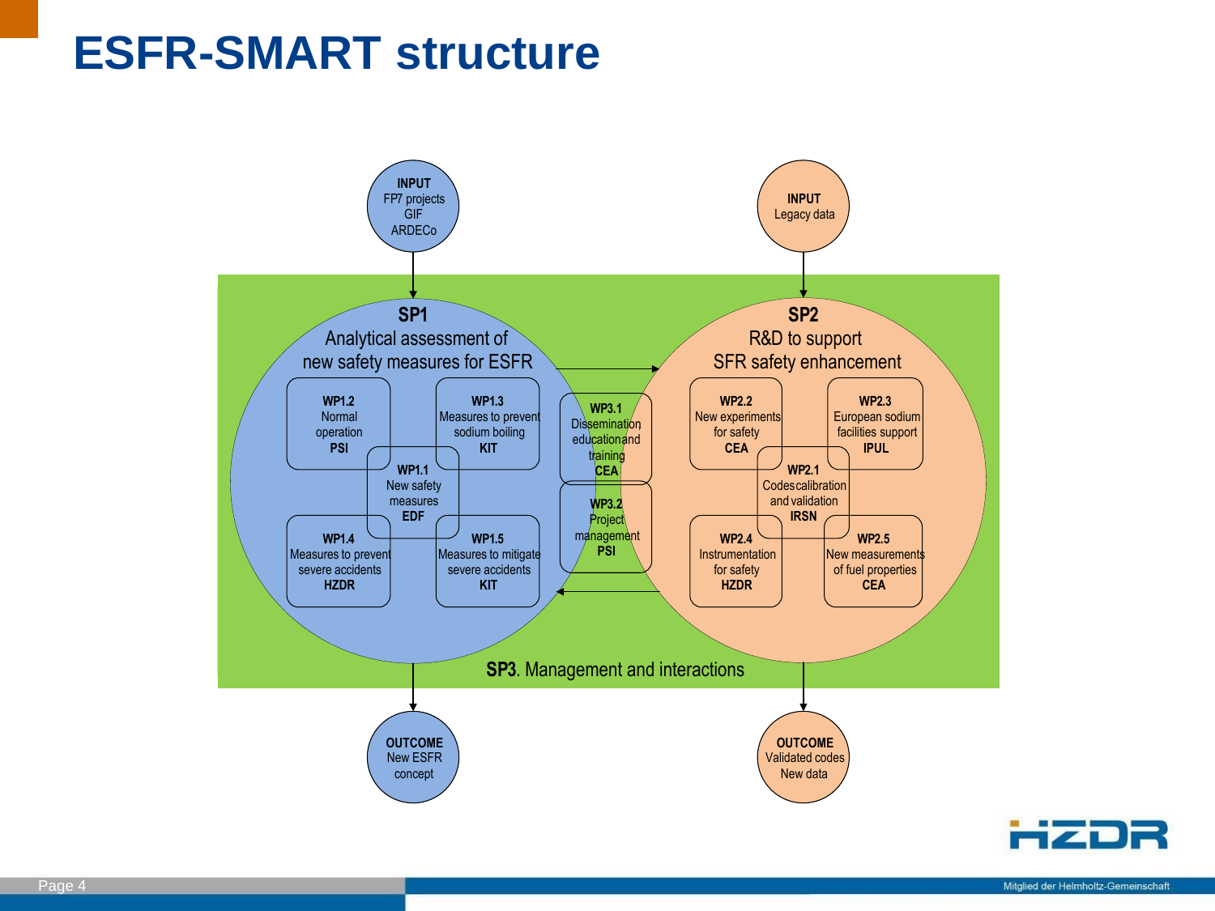# ESFR-SMART structure

**INPUT**
FP7 projects
GIF
ARDECo

**INPUT**
Legacy data

**SP1**
Analytical assessment of new safety measures for ESFR

- **WP1.1** New safety measures **EDF**
- **WP1.2** Normal operation **PSI**
- **WP1.3** Measures to prevent sodium boiling **KIT**
- **WP1.4** Measures to prevent severe accidents **HZDR**
- **WP1.5** Measures to mitigate severe accidents **KIT**

**SP2**
R&D to support SFR safety enhancement

- **WP2.1** Codes calibration and validation **IRSN**
- **WP2.2** New experiments for safety **CEA**
- **WP2.3** European sodium facilities support **IPUL**
- **WP2.4** Instrumentation for safety **HZDR**
- **WP2.5** New measurements of fuel properties **CEA**

**SP3**. Management and interactions

- **WP3.1** Dissemination education and training **CEA**
- **WP3.2** Project management **PSI**

**OUTCOME**
New ESFR concept

**OUTCOME**
Validated codes
New data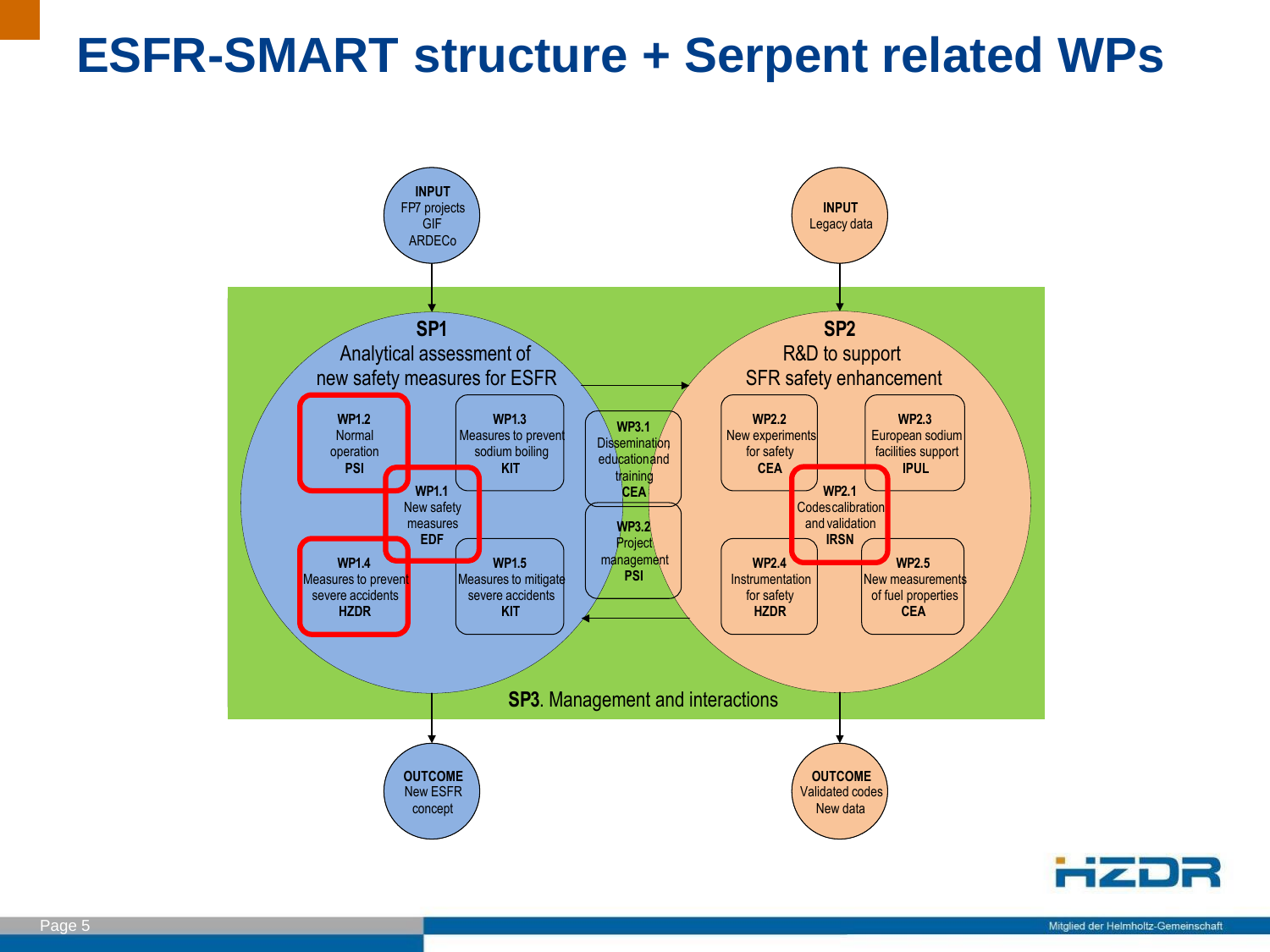# ESFR-SMART structure + Serpent related WPs

**INPUT**
FP7 projects
GIF
ARDECo

**INPUT**
Legacy data

**SP1**
Analytical assessment of new safety measures for ESFR

**WP1.2**
Normal operation
**PSI**

**WP1.3**
Measures to prevent sodium boiling
**KIT**

**WP1.1**
New safety measures
**EDF**

**WP1.4**
Measures to prevent severe accidents
**HZDR**

**WP1.5**
Measures to mitigate severe accidents
**KIT**

**WP3.1**
Dissemination education and training
**CEA**

**WP3.2**
Project management
**PSI**

**SP2**
R&D to support SFR safety enhancement

**WP2.2**
New experiments for safety
**CEA**

**WP2.3**
European sodium facilities support
**IPUL**

**WP2.1**
Codes calibration and validation
**IRSN**

**WP2.4**
Instrumentation for safety
**HZDR**

**WP2.5**
New measurements of fuel properties
**CEA**

**SP3**. Management and interactions

**OUTCOME**
New ESFR concept

**OUTCOME**
Validated codes
New data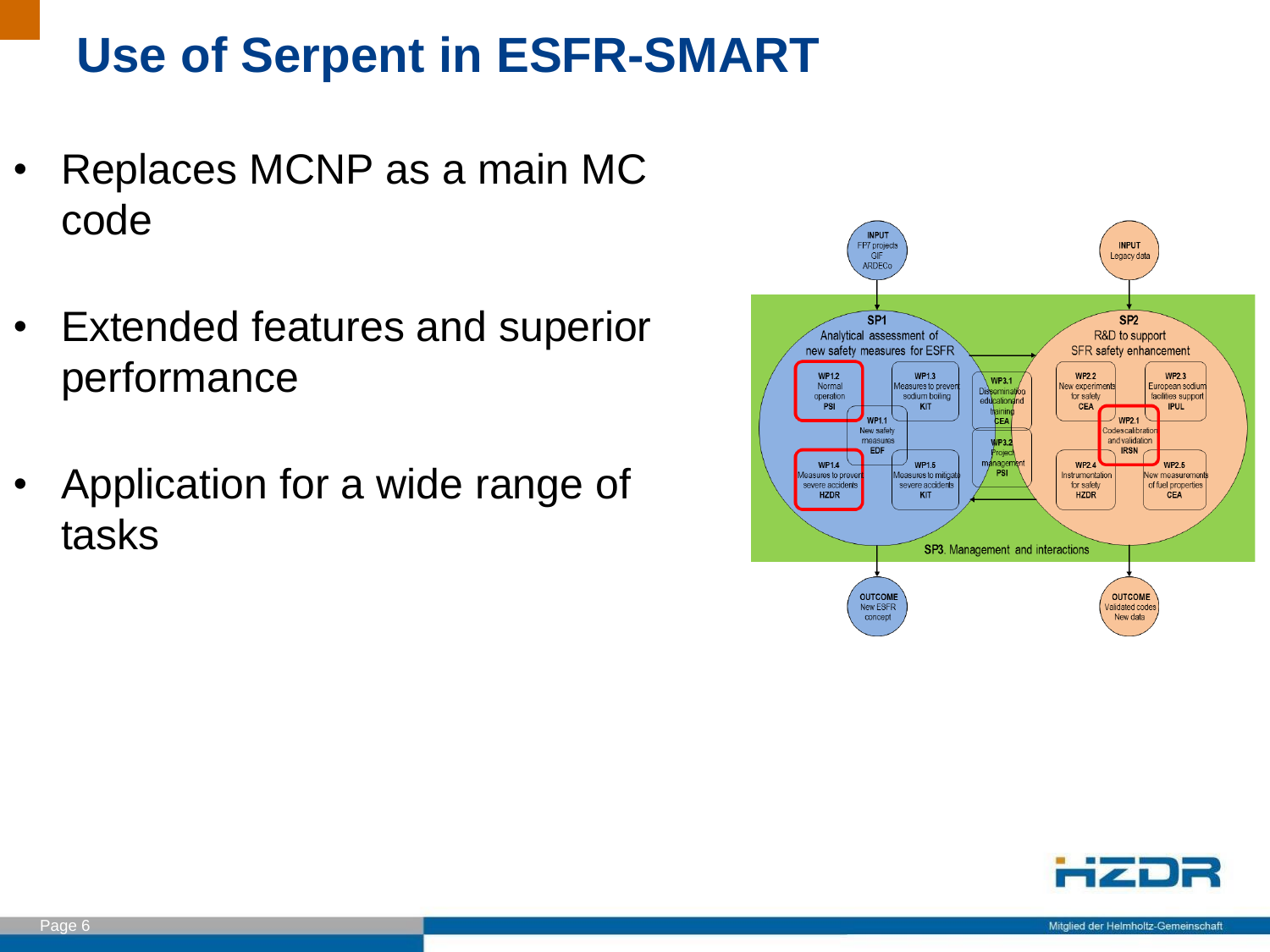# Use of Serpent in ESFR-SMART

- Replaces MCNP as a main MC code
- Extended features and superior performance
- Application for a wide range of tasks

INPUT
FP7 projects
GIF
ARDECo

INPUT
Legacy data

SP1
Analytical assessment of new safety measures for ESFR

SP2
R&D to support SFR safety enhancement

WP1.2
Normal operation
PSI

WP1.3
Measures to prevent sodium boiling
KIT

WP1.1
New safety measures
EDF

WP1.4
Measures to prevent severe accidents
HZDR

WP1.5
Measures to mitigate severe accidents
KIT

WP3.1
Dissemination education and training
CEA

WP3.2
Project management
PSI

WP2.2
New experiments for safety
CEA

WP2.3
European sodium facilities support
IPUL

WP2.1
Codes calibration and validation
IRSN

WP2.4
Instrumentation for safety
HZDR

WP2.5
New measurements of fuel properties
CEA

SP3. Management and interactions

OUTCOME
New ESFR concept

OUTCOME
Validated codes
New data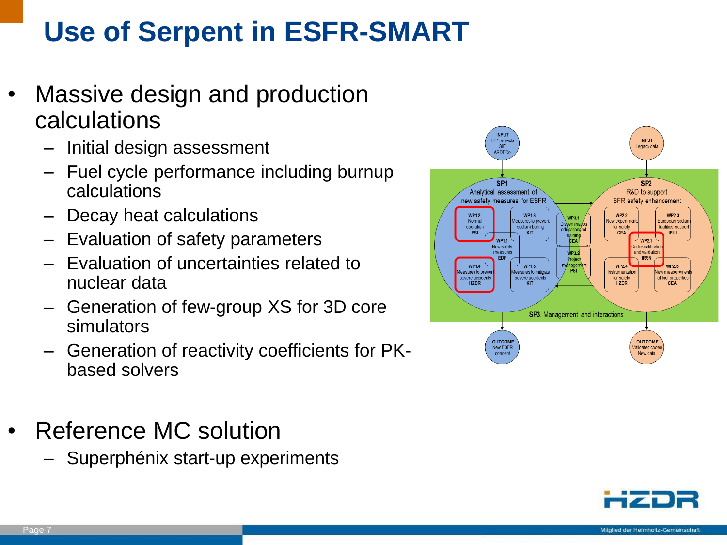# Use of Serpent in ESFR-SMART

- Massive design and production calculations
  - Initial design assessment
  - Fuel cycle performance including burnup calculations
  - Decay heat calculations
  - Evaluation of safety parameters
  - Evaluation of uncertainties related to nuclear data
  - Generation of few-group XS for 3D core simulators
  - Generation of reactivity coefficients for PK-based solvers

INPUT
FP7 projects
GIF
ARDECo

INPUT
Legacy data

SP1
Analytical assessment of new safety measures for ESFR

SP2
R&D to support SFR safety enhancement

WP1.2
Normal operation
PSI

WP1.3
Measures to prevent sodium boiling
KIT

WP1.1
New safety measures
EDF

WP1.4
Measures to prevent severe accidents
HZDR

WP1.5
Measures to mitigate severe accidents
KIT

WP3.1
Dissemination education and training
CEA

WP3.2
Project management
PSI

WP2.2
New experiments for safety
CEA

WP2.3
European sodium facilities support
IPUL

WP2.1
Codes calibration and validation
IRSN

WP2.4
Instrumentation for safety
HZDR

WP2.5
New measurements of fuel properties
CEA

SP3. Management and interactions

OUTCOME
New ESFR concept

OUTCOME
Validated codes
New data

- Reference MC solution
  - Superphénix start-up experiments